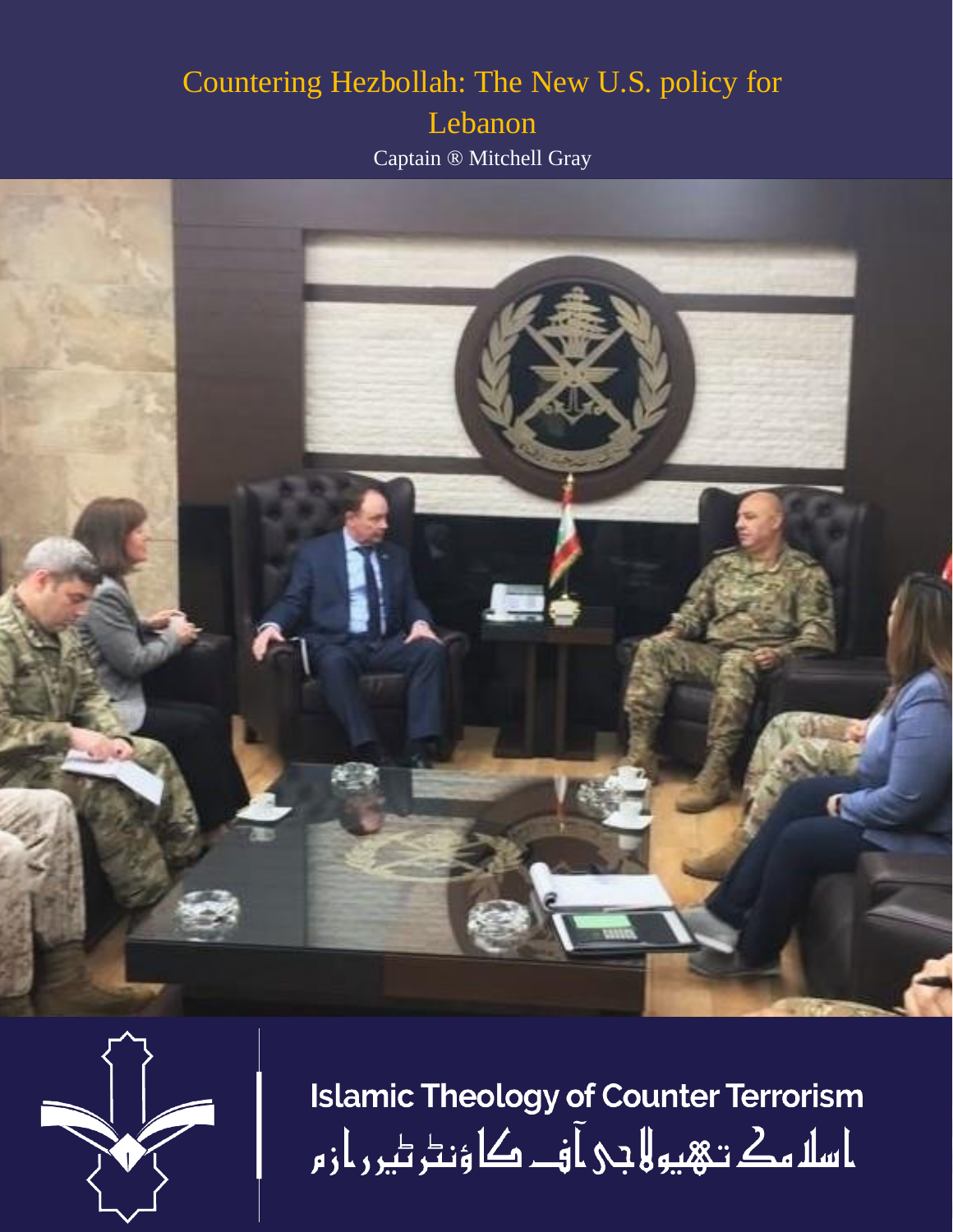# Countering Hezbollah: The New U.S. policy for Lebanon

Captain ® Mitchell Gray

**Islamic Theology of Counter Terrorism**

اسلامک تھیولاجی آف کاؤنٹر ٹیررازم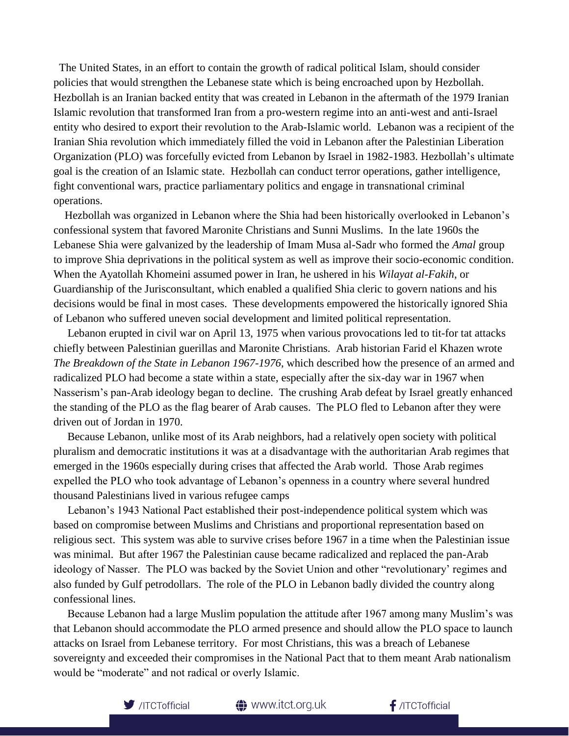The United States, in an effort to contain the growth of radical political Islam, should consider policies that would strengthen the Lebanese state which is being encroached upon by Hezbollah. Hezbollah is an Iranian backed entity that was created in Lebanon in the aftermath of the 1979 Iranian Islamic revolution that transformed Iran from a pro-western regime into an anti-west and anti-Israel entity who desired to export their revolution to the Arab-Islamic world. Lebanon was a recipient of the Iranian Shia revolution which immediately filled the void in Lebanon after the Palestinian Liberation Organization (PLO) was forcefully evicted from Lebanon by Israel in 1982-1983. Hezbollah's ultimate goal is the creation of an Islamic state. Hezbollah can conduct terror operations, gather intelligence, fight conventional wars, practice parliamentary politics and engage in transnational criminal operations.

Hezbollah was organized in Lebanon where the Shia had been historically overlooked in Lebanon's confessional system that favored Maronite Christians and Sunni Muslims. In the late 1960s the Lebanese Shia were galvanized by the leadership of Imam Musa al-Sadr who formed the *Amal* group to improve Shia deprivations in the political system as well as improve their socio-economic condition. When the Ayatollah Khomeini assumed power in Iran, he ushered in his *Wilayat al-Fakih*, or Guardianship of the Jurisconsultant, which enabled a qualified Shia cleric to govern nations and his decisions would be final in most cases. These developments empowered the historically ignored Shia of Lebanon who suffered uneven social development and limited political representation.

Lebanon erupted in civil war on April 13, 1975 when various provocations led to tit-for tat attacks chiefly between Palestinian guerillas and Maronite Christians. Arab historian Farid el Khazen wrote *The Breakdown of the State in Lebanon 1967-1976*, which described how the presence of an armed and radicalized PLO had become a state within a state, especially after the six-day war in 1967 when Nasserism's pan-Arab ideology began to decline. The crushing Arab defeat by Israel greatly enhanced the standing of the PLO as the flag bearer of Arab causes. The PLO fled to Lebanon after they were driven out of Jordan in 1970.

Because Lebanon, unlike most of its Arab neighbors, had a relatively open society with political pluralism and democratic institutions it was at a disadvantage with the authoritarian Arab regimes that emerged in the 1960s especially during crises that affected the Arab world. Those Arab regimes expelled the PLO who took advantage of Lebanon's openness in a country where several hundred thousand Palestinians lived in various refugee camps

Lebanon's 1943 National Pact established their post-independence political system which was based on compromise between Muslims and Christians and proportional representation based on religious sect. This system was able to survive crises before 1967 in a time when the Palestinian issue was minimal. But after 1967 the Palestinian cause became radicalized and replaced the pan-Arab ideology of Nasser. The PLO was backed by the Soviet Union and other "revolutionary' regimes and also funded by Gulf petrodollars. The role of the PLO in Lebanon badly divided the country along confessional lines.

Because Lebanon had a large Muslim population the attitude after 1967 among many Muslim's was that Lebanon should accommodate the PLO armed presence and should allow the PLO space to launch attacks on Israel from Lebanese territory. For most Christians, this was a breach of Lebanese sovereignty and exceeded their compromises in the National Pact that to them meant Arab nationalism would be "moderate" and not radical or overly Islamic.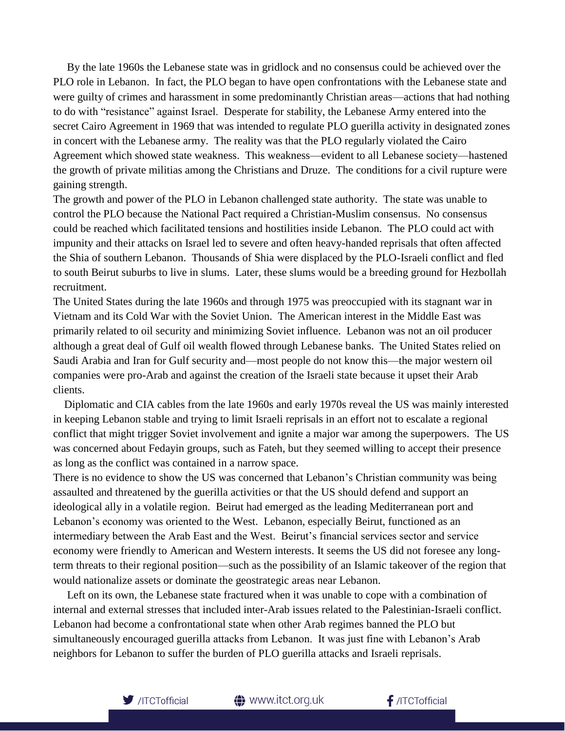By the late 1960s the Lebanese state was in gridlock and no consensus could be achieved over the PLO role in Lebanon. In fact, the PLO began to have open confrontations with the Lebanese state and were guilty of crimes and harassment in some predominantly Christian areas—actions that had nothing to do with "resistance" against Israel. Desperate for stability, the Lebanese Army entered into the secret Cairo Agreement in 1969 that was intended to regulate PLO guerilla activity in designated zones in concert with the Lebanese army. The reality was that the PLO regularly violated the Cairo Agreement which showed state weakness. This weakness—evident to all Lebanese society—hastened the growth of private militias among the Christians and Druze. The conditions for a civil rupture were gaining strength.

The growth and power of the PLO in Lebanon challenged state authority. The state was unable to control the PLO because the National Pact required a Christian-Muslim consensus. No consensus could be reached which facilitated tensions and hostilities inside Lebanon. The PLO could act with impunity and their attacks on Israel led to severe and often heavy-handed reprisals that often affected the Shia of southern Lebanon. Thousands of Shia were displaced by the PLO-Israeli conflict and fled to south Beirut suburbs to live in slums. Later, these slums would be a breeding ground for Hezbollah recruitment.

The United States during the late 1960s and through 1975 was preoccupied with its stagnant war in Vietnam and its Cold War with the Soviet Union. The American interest in the Middle East was primarily related to oil security and minimizing Soviet influence. Lebanon was not an oil producer although a great deal of Gulf oil wealth flowed through Lebanese banks. The United States relied on Saudi Arabia and Iran for Gulf security and—most people do not know this—the major western oil companies were pro-Arab and against the creation of the Israeli state because it upset their Arab clients.

Diplomatic and CIA cables from the late 1960s and early 1970s reveal the US was mainly interested in keeping Lebanon stable and trying to limit Israeli reprisals in an effort not to escalate a regional conflict that might trigger Soviet involvement and ignite a major war among the superpowers. The US was concerned about Fedayin groups, such as Fateh, but they seemed willing to accept their presence as long as the conflict was contained in a narrow space.

There is no evidence to show the US was concerned that Lebanon's Christian community was being assaulted and threatened by the guerilla activities or that the US should defend and support an ideological ally in a volatile region. Beirut had emerged as the leading Mediterranean port and Lebanon's economy was oriented to the West. Lebanon, especially Beirut, functioned as an intermediary between the Arab East and the West. Beirut's financial services sector and service economy were friendly to American and Western interests. It seems the US did not foresee any long-term threats to their regional position—such as the possibility of an Islamic takeover of the region that would nationalize assets or dominate the geostrategic areas near Lebanon.

Left on its own, the Lebanese state fractured when it was unable to cope with a combination of internal and external stresses that included inter-Arab issues related to the Palestinian-Israeli conflict. Lebanon had become a confrontational state when other Arab regimes banned the PLO but simultaneously encouraged guerilla attacks from Lebanon. It was just fine with Lebanon's Arab neighbors for Lebanon to suffer the burden of PLO guerilla attacks and Israeli reprisals.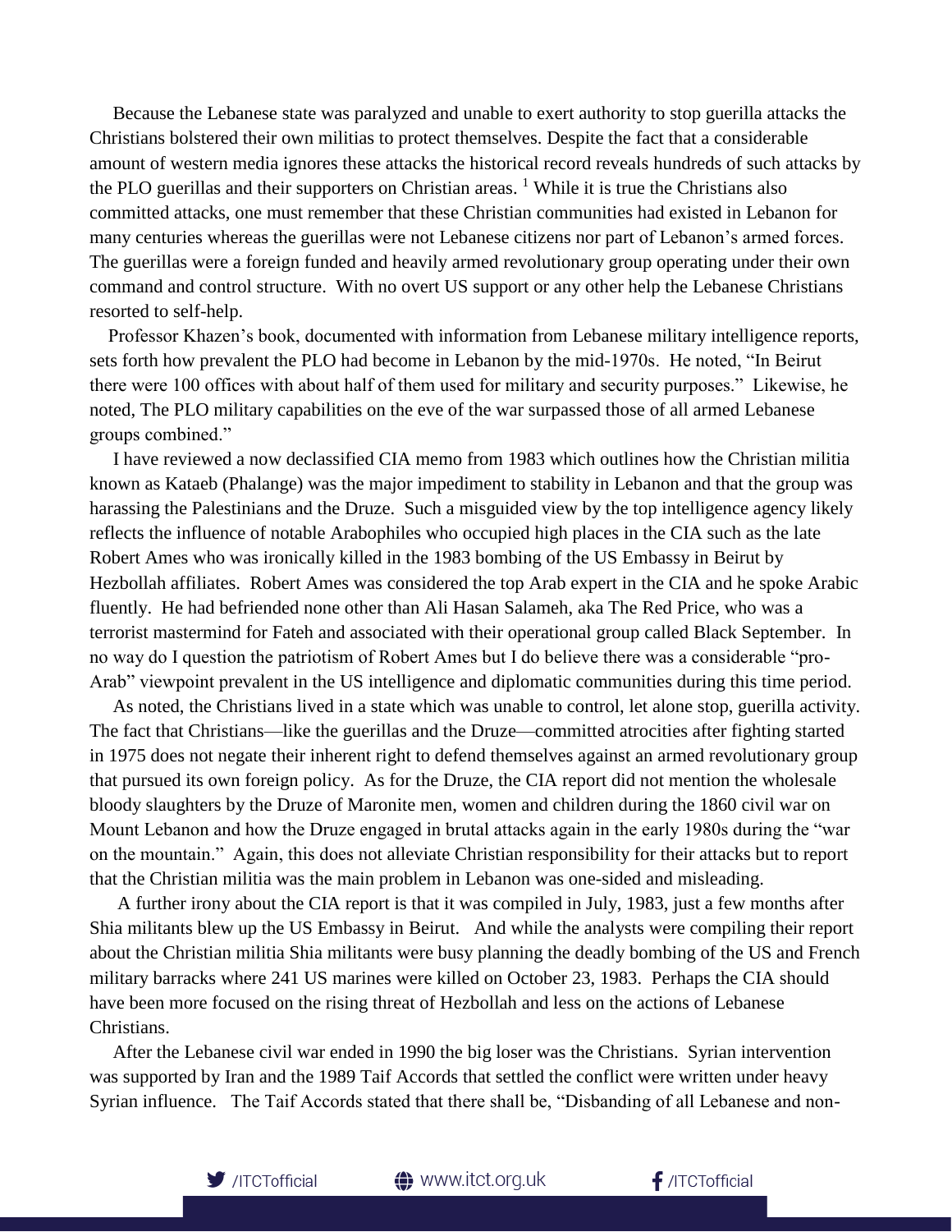Because the Lebanese state was paralyzed and unable to exert authority to stop guerilla attacks the Christians bolstered their own militias to protect themselves. Despite the fact that a considerable amount of western media ignores these attacks the historical record reveals hundreds of such attacks by the PLO guerillas and their supporters on Christian areas. [1] While it is true the Christians also committed attacks, one must remember that these Christian communities had existed in Lebanon for many centuries whereas the guerillas were not Lebanese citizens nor part of Lebanon's armed forces. The guerillas were a foreign funded and heavily armed revolutionary group operating under their own command and control structure. With no overt US support or any other help the Lebanese Christians resorted to self-help.

Professor Khazen's book, documented with information from Lebanese military intelligence reports, sets forth how prevalent the PLO had become in Lebanon by the mid-1970s. He noted, "In Beirut there were 100 offices with about half of them used for military and security purposes." Likewise, he noted, The PLO military capabilities on the eve of the war surpassed those of all armed Lebanese groups combined."

I have reviewed a now declassified CIA memo from 1983 which outlines how the Christian militia known as Kataeb (Phalange) was the major impediment to stability in Lebanon and that the group was harassing the Palestinians and the Druze. Such a misguided view by the top intelligence agency likely reflects the influence of notable Arabophiles who occupied high places in the CIA such as the late Robert Ames who was ironically killed in the 1983 bombing of the US Embassy in Beirut by Hezbollah affiliates. Robert Ames was considered the top Arab expert in the CIA and he spoke Arabic fluently. He had befriended none other than Ali Hasan Salameh, aka The Red Price, who was a terrorist mastermind for Fateh and associated with their operational group called Black September. In no way do I question the patriotism of Robert Ames but I do believe there was a considerable "pro-Arab" viewpoint prevalent in the US intelligence and diplomatic communities during this time period.

As noted, the Christians lived in a state which was unable to control, let alone stop, guerilla activity. The fact that Christians—like the guerillas and the Druze—committed atrocities after fighting started in 1975 does not negate their inherent right to defend themselves against an armed revolutionary group that pursued its own foreign policy. As for the Druze, the CIA report did not mention the wholesale bloody slaughters by the Druze of Maronite men, women and children during the 1860 civil war on Mount Lebanon and how the Druze engaged in brutal attacks again in the early 1980s during the "war on the mountain." Again, this does not alleviate Christian responsibility for their attacks but to report that the Christian militia was the main problem in Lebanon was one-sided and misleading.

A further irony about the CIA report is that it was compiled in July, 1983, just a few months after Shia militants blew up the US Embassy in Beirut. And while the analysts were compiling their report about the Christian militia Shia militants were busy planning the deadly bombing of the US and French military barracks where 241 US marines were killed on October 23, 1983. Perhaps the CIA should have been more focused on the rising threat of Hezbollah and less on the actions of Lebanese Christians.

After the Lebanese civil war ended in 1990 the big loser was the Christians. Syrian intervention was supported by Iran and the 1989 Taif Accords that settled the conflict were written under heavy Syrian influence. The Taif Accords stated that there shall be, "Disbanding of all Lebanese and non-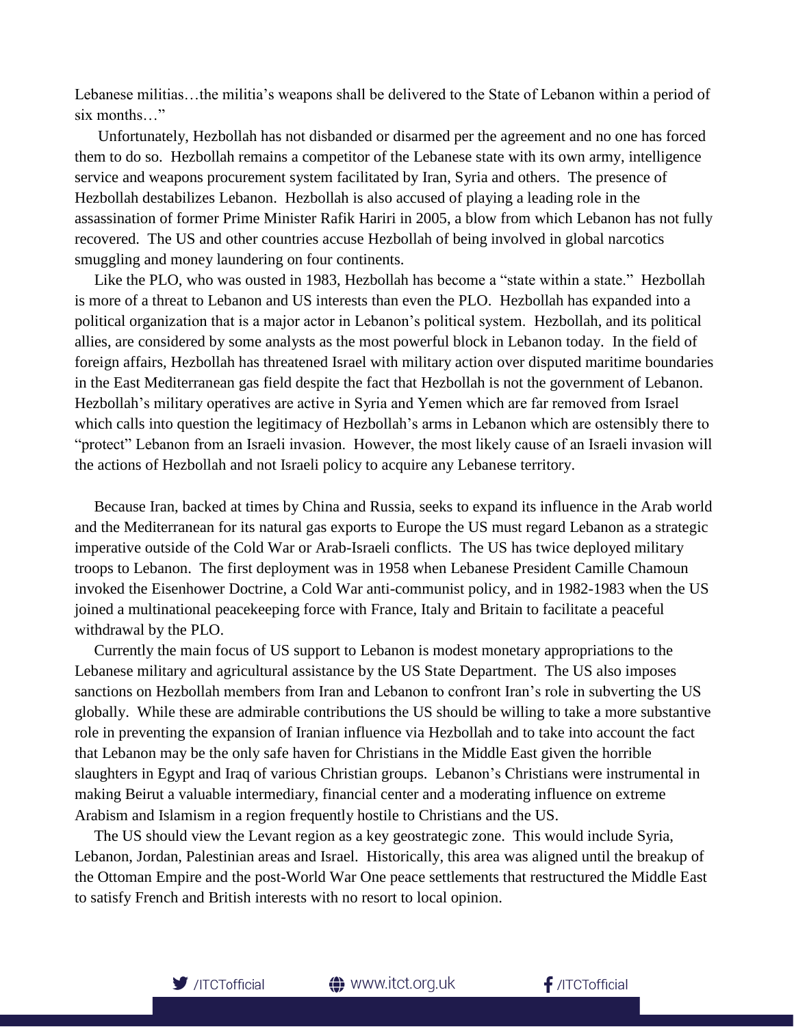Lebanese militias…the militia's weapons shall be delivered to the State of Lebanon within a period of six months…"

Unfortunately, Hezbollah has not disbanded or disarmed per the agreement and no one has forced them to do so. Hezbollah remains a competitor of the Lebanese state with its own army, intelligence service and weapons procurement system facilitated by Iran, Syria and others. The presence of Hezbollah destabilizes Lebanon. Hezbollah is also accused of playing a leading role in the assassination of former Prime Minister Rafik Hariri in 2005, a blow from which Lebanon has not fully recovered. The US and other countries accuse Hezbollah of being involved in global narcotics smuggling and money laundering on four continents.

Like the PLO, who was ousted in 1983, Hezbollah has become a "state within a state." Hezbollah is more of a threat to Lebanon and US interests than even the PLO. Hezbollah has expanded into a political organization that is a major actor in Lebanon's political system. Hezbollah, and its political allies, are considered by some analysts as the most powerful block in Lebanon today. In the field of foreign affairs, Hezbollah has threatened Israel with military action over disputed maritime boundaries in the East Mediterranean gas field despite the fact that Hezbollah is not the government of Lebanon. Hezbollah's military operatives are active in Syria and Yemen which are far removed from Israel which calls into question the legitimacy of Hezbollah's arms in Lebanon which are ostensibly there to "protect" Lebanon from an Israeli invasion. However, the most likely cause of an Israeli invasion will the actions of Hezbollah and not Israeli policy to acquire any Lebanese territory.

Because Iran, backed at times by China and Russia, seeks to expand its influence in the Arab world and the Mediterranean for its natural gas exports to Europe the US must regard Lebanon as a strategic imperative outside of the Cold War or Arab-Israeli conflicts. The US has twice deployed military troops to Lebanon. The first deployment was in 1958 when Lebanese President Camille Chamoun invoked the Eisenhower Doctrine, a Cold War anti-communist policy, and in 1982-1983 when the US joined a multinational peacekeeping force with France, Italy and Britain to facilitate a peaceful withdrawal by the PLO.

Currently the main focus of US support to Lebanon is modest monetary appropriations to the Lebanese military and agricultural assistance by the US State Department. The US also imposes sanctions on Hezbollah members from Iran and Lebanon to confront Iran's role in subverting the US globally. While these are admirable contributions the US should be willing to take a more substantive role in preventing the expansion of Iranian influence via Hezbollah and to take into account the fact that Lebanon may be the only safe haven for Christians in the Middle East given the horrible slaughters in Egypt and Iraq of various Christian groups. Lebanon's Christians were instrumental in making Beirut a valuable intermediary, financial center and a moderating influence on extreme Arabism and Islamism in a region frequently hostile to Christians and the US.

The US should view the Levant region as a key geostrategic zone. This would include Syria, Lebanon, Jordan, Palestinian areas and Israel. Historically, this area was aligned until the breakup of the Ottoman Empire and the post-World War One peace settlements that restructured the Middle East to satisfy French and British interests with no resort to local opinion.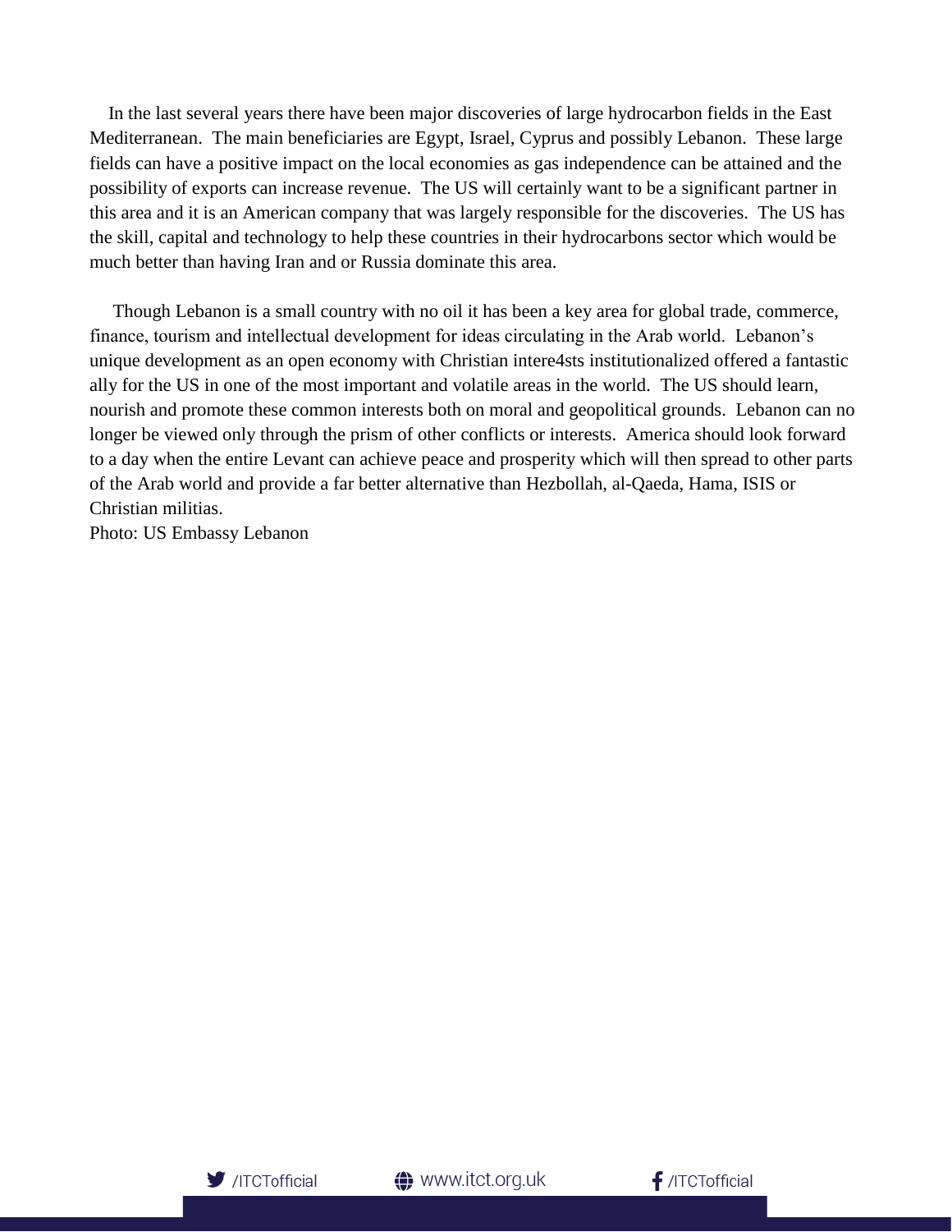In the last several years there have been major discoveries of large hydrocarbon fields in the East Mediterranean. The main beneficiaries are Egypt, Israel, Cyprus and possibly Lebanon. These large fields can have a positive impact on the local economies as gas independence can be attained and the possibility of exports can increase revenue. The US will certainly want to be a significant partner in this area and it is an American company that was largely responsible for the discoveries. The US has the skill, capital and technology to help these countries in their hydrocarbons sector which would be much better than having Iran and or Russia dominate this area.

Though Lebanon is a small country with no oil it has been a key area for global trade, commerce, finance, tourism and intellectual development for ideas circulating in the Arab world. Lebanon's unique development as an open economy with Christian intere4sts institutionalized offered a fantastic ally for the US in one of the most important and volatile areas in the world. The US should learn, nourish and promote these common interests both on moral and geopolitical grounds. Lebanon can no longer be viewed only through the prism of other conflicts or interests. America should look forward to a day when the entire Levant can achieve peace and prosperity which will then spread to other parts of the Arab world and provide a far better alternative than Hezbollah, al-Qaeda, Hama, ISIS or Christian militias.

Photo: US Embassy Lebanon